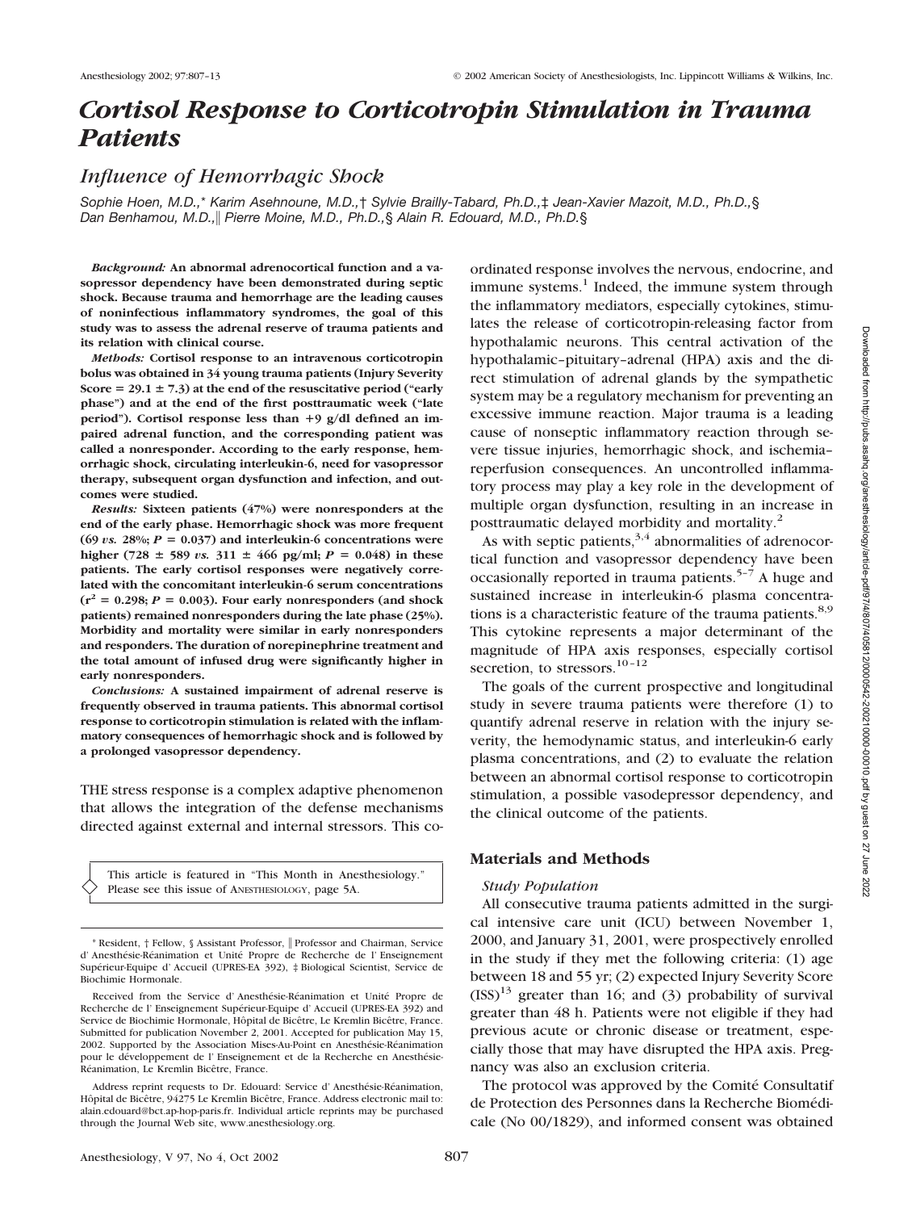# Cortisol Response to Corticotropin Stimulation in Trauma Patients

## Influence of Hemorrhagic Shock

*Sophie Hoen, M.D.,\* Karim Asehnoune, M.D.,† Sylvie Brailly-Tabard, Ph.D.,‡ Jean-Xavier Mazoit, M.D., Ph.D.,§ Dan Benhamou, M.D.,‖ Pierre Moine, M.D., Ph.D.,§ Alain R. Edouard, M.D., Ph.D.§*

***Background:*** **An abnormal adrenocortical function and a vasopressor dependency have been demonstrated during septic shock. Because trauma and hemorrhage are the leading causes of noninfectious inflammatory syndromes, the goal of this study was to assess the adrenal reserve of trauma patients and its relation with clinical course.**

***Methods:*** **Cortisol response to an intravenous corticotropin bolus was obtained in 34 young trauma patients (Injury Severity Score = 29.1 ± 7.3) at the end of the resuscitative period ("early phase") and at the end of the first posttraumatic week ("late period"). Cortisol response less than +9 g/dl defined an impaired adrenal function, and the corresponding patient was called a nonresponder. According to the early response, hemorrhagic shock, circulating interleukin-6, need for vasopressor therapy, subsequent organ dysfunction and infection, and outcomes were studied.**

***Results:*** **Sixteen patients (47%) were nonresponders at the end of the early phase. Hemorrhagic shock was more frequent (69 *vs.* 28%; $P = 0.037$) and interleukin-6 concentrations were higher (728 ± 589 *vs.* 311 ± 466 pg/ml; $P = 0.048$) in these patients. The early cortisol responses were negatively correlated with the concomitant interleukin-6 serum concentrations ($r^2 = 0.298$; $P = 0.003$). Four early nonresponders (and shock patients) remained nonresponders during the late phase (25%). Morbidity and mortality were similar in early nonresponders and responders. The duration of norepinephrine treatment and the total amount of infused drug were significantly higher in early nonresponders.**

***Conclusions:*** **A sustained impairment of adrenal reserve is frequently observed in trauma patients. This abnormal cortisol response to corticotropin stimulation is related with the inflammatory consequences of hemorrhagic shock and is followed by a prolonged vasopressor dependency.**

THE stress response is a complex adaptive phenomenon that allows the integration of the defense mechanisms directed against external and internal stressors. This coordinated response involves the nervous, endocrine, and immune systems.[1] Indeed, the immune system through the inflammatory mediators, especially cytokines, stimulates the release of corticotropin-releasing factor from hypothalamic neurons. This central activation of the hypothalamic–pituitary–adrenal (HPA) axis and the direct stimulation of adrenal glands by the sympathetic system may be a regulatory mechanism for preventing an excessive immune reaction. Major trauma is a leading cause of nonseptic inflammatory reaction through severe tissue injuries, hemorrhagic shock, and ischemia–reperfusion consequences. An uncontrolled inflammatory process may play a key role in the development of multiple organ dysfunction, resulting in an increase in posttraumatic delayed morbidity and mortality.[2]

As with septic patients,[3,4] abnormalities of adrenocortical function and vasopressor dependency have been occasionally reported in trauma patients.[5–7] A huge and sustained increase in interleukin-6 plasma concentrations is a characteristic feature of the trauma patients.[8,9] This cytokine represents a major determinant of the magnitude of HPA axis responses, especially cortisol secretion, to stressors.[10–12]

The goals of the current prospective and longitudinal study in severe trauma patients were therefore (1) to quantify adrenal reserve in relation with the injury severity, the hemodynamic status, and interleukin-6 early plasma concentrations, and (2) to evaluate the relation between an abnormal cortisol response to corticotropin stimulation, a possible vasodepressor dependency, and the clinical outcome of the patients.

This article is featured in "This Month in Anesthesiology." Please see this issue of ANESTHESIOLOGY, page 5A.

## Materials and Methods

### Study Population

All consecutive trauma patients admitted in the surgical intensive care unit (ICU) between November 1, 2000, and January 31, 2001, were prospectively enrolled in the study if they met the following criteria: (1) age between 18 and 55 yr; (2) expected Injury Severity Score (ISS)[13] greater than 16; and (3) probability of survival greater than 48 h. Patients were not eligible if they had previous acute or chronic disease or treatment, especially those that may have disrupted the HPA axis. Pregnancy was also an exclusion criteria.

The protocol was approved by the Comité Consultatif de Protection des Personnes dans la Recherche Biomédicale (No 00/1829), and informed consent was obtained

\* Resident, † Fellow, § Assistant Professor, ‖ Professor and Chairman, Service d' Anesthésie-Réanimation et Unité Propre de Recherche de l' Enseignement Supérieur-Equipe d' Accueil (UPRES-EA 392), ‡ Biological Scientist, Service de Biochimie Hormonale.

Received from the Service d' Anesthésie-Réanimation et Unité Propre de Recherche de l' Enseignement Supérieur-Equipe d' Accueil (UPRES-EA 392) and Service de Biochimie Hormonale, Hôpital de Bicêtre, Le Kremlin Bicêtre, France. Submitted for publication November 2, 2001. Accepted for publication May 15, 2002. Supported by the Association Mises-Au-Point en Anesthésie-Réanimation pour le développement de l' Enseignement et de la Recherche en Anesthésie-Réanimation, Le Kremlin Bicêtre, France.

Address reprint requests to Dr. Edouard: Service d' Anesthésie-Réanimation, Hôpital de Bicêtre, 94275 Le Kremlin Bicêtre, France. Address electronic mail to: alain.edouard@bct.ap-hop-paris.fr. Individual article reprints may be purchased through the Journal Web site, www.anesthesiology.org.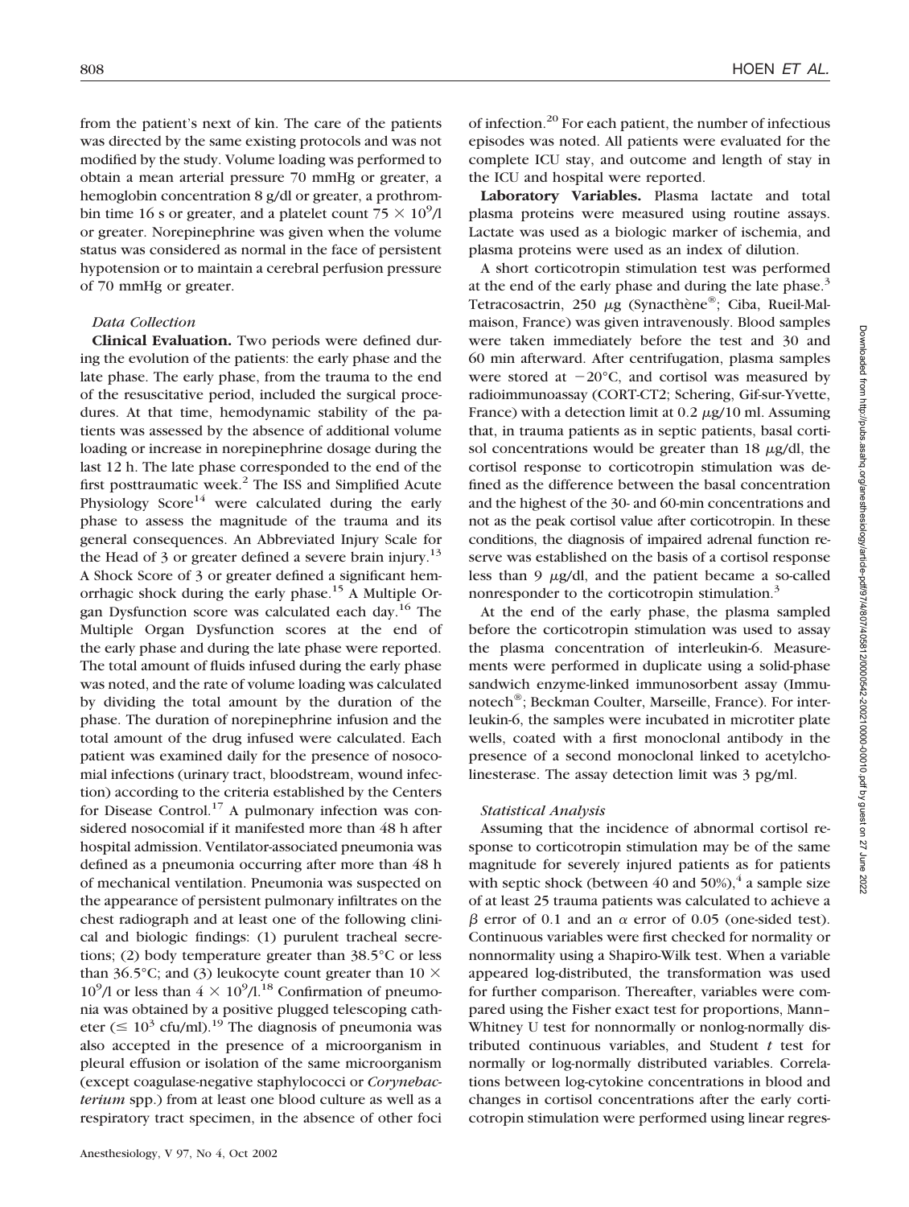from the patient's next of kin. The care of the patients was directed by the same existing protocols and was not modified by the study. Volume loading was performed to obtain a mean arterial pressure 70 mmHg or greater, a hemoglobin concentration 8 g/dl or greater, a prothrombin time 16 s or greater, and a platelet count $75 \times 10^9$/l or greater. Norepinephrine was given when the volume status was considered as normal in the face of persistent hypotension or to maintain a cerebral perfusion pressure of 70 mmHg or greater.

### *Data Collection*

**Clinical Evaluation.** Two periods were defined during the evolution of the patients: the early phase and the late phase. The early phase, from the trauma to the end of the resuscitative period, included the surgical procedures. At that time, hemodynamic stability of the patients was assessed by the absence of additional volume loading or increase in norepinephrine dosage during the last 12 h. The late phase corresponded to the end of the first posttraumatic week.[2] The ISS and Simplified Acute Physiology Score[14] were calculated during the early phase to assess the magnitude of the trauma and its general consequences. An Abbreviated Injury Scale for the Head of 3 or greater defined a severe brain injury.[13] A Shock Score of 3 or greater defined a significant hemorrhagic shock during the early phase.[15] A Multiple Organ Dysfunction score was calculated each day.[16] The Multiple Organ Dysfunction scores at the end of the early phase and during the late phase were reported. The total amount of fluids infused during the early phase was noted, and the rate of volume loading was calculated by dividing the total amount by the duration of the phase. The duration of norepinephrine infusion and the total amount of the drug infused were calculated. Each patient was examined daily for the presence of nosocomial infections (urinary tract, bloodstream, wound infection) according to the criteria established by the Centers for Disease Control.[17] A pulmonary infection was considered nosocomial if it manifested more than 48 h after hospital admission. Ventilator-associated pneumonia was defined as a pneumonia occurring after more than 48 h of mechanical ventilation. Pneumonia was suspected on the appearance of persistent pulmonary infiltrates on the chest radiograph and at least one of the following clinical and biologic findings: (1) purulent tracheal secretions; (2) body temperature greater than 38.5°C or less than 36.5°C; and (3) leukocyte count greater than $10 \times 10^9$/l or less than $4 \times 10^9$/l.[18] Confirmation of pneumonia was obtained by a positive plugged telescoping catheter ($\leq 10^3$ cfu/ml).[19] The diagnosis of pneumonia was also accepted in the presence of a microorganism in pleural effusion or isolation of the same microorganism (except coagulase-negative staphylococci or *Corynebacterium* spp.) from at least one blood culture as well as a respiratory tract specimen, in the absence of other foci of infection.[20] For each patient, the number of infectious episodes was noted. All patients were evaluated for the complete ICU stay, and outcome and length of stay in the ICU and hospital were reported.

**Laboratory Variables.** Plasma lactate and total plasma proteins were measured using routine assays. Lactate was used as a biologic marker of ischemia, and plasma proteins were used as an index of dilution.

A short corticotropin stimulation test was performed at the end of the early phase and during the late phase.[3] Tetracosactrin, 250 $\mu$g (Synacthène®; Ciba, Rueil-Malmaison, France) was given intravenously. Blood samples were taken immediately before the test and 30 and 60 min afterward. After centrifugation, plasma samples were stored at −20°C, and cortisol was measured by radioimmunoassay (CORT-CT2; Schering, Gif-sur-Yvette, France) with a detection limit at 0.2 $\mu$g/10 ml. Assuming that, in trauma patients as in septic patients, basal cortisol concentrations would be greater than 18 $\mu$g/dl, the cortisol response to corticotropin stimulation was defined as the difference between the basal concentration and the highest of the 30- and 60-min concentrations and not as the peak cortisol value after corticotropin. In these conditions, the diagnosis of impaired adrenal function reserve was established on the basis of a cortisol response less than 9 $\mu$g/dl, and the patient became a so-called nonresponder to the corticotropin stimulation.[3]

At the end of the early phase, the plasma sampled before the corticotropin stimulation was used to assay the plasma concentration of interleukin-6. Measurements were performed in duplicate using a solid-phase sandwich enzyme-linked immunosorbent assay (Immunotech®; Beckman Coulter, Marseille, France). For interleukin-6, the samples were incubated in microtiter plate wells, coated with a first monoclonal antibody in the presence of a second monoclonal linked to acetylcholinesterase. The assay detection limit was 3 pg/ml.

### *Statistical Analysis*

Assuming that the incidence of abnormal cortisol response to corticotropin stimulation may be of the same magnitude for severely injured patients as for patients with septic shock (between 40 and 50%),[4] a sample size of at least 25 trauma patients was calculated to achieve a $\beta$ error of 0.1 and an $\alpha$ error of 0.05 (one-sided test). Continuous variables were first checked for normality or nonnormality using a Shapiro-Wilk test. When a variable appeared log-distributed, the transformation was used for further comparison. Thereafter, variables were compared using the Fisher exact test for proportions, Mann–Whitney U test for nonnormally or nonlog-normally distributed continuous variables, and Student *t* test for normally or log-normally distributed variables. Correlations between log-cytokine concentrations in blood and changes in cortisol concentrations after the early corticotropin stimulation were performed using linear regres-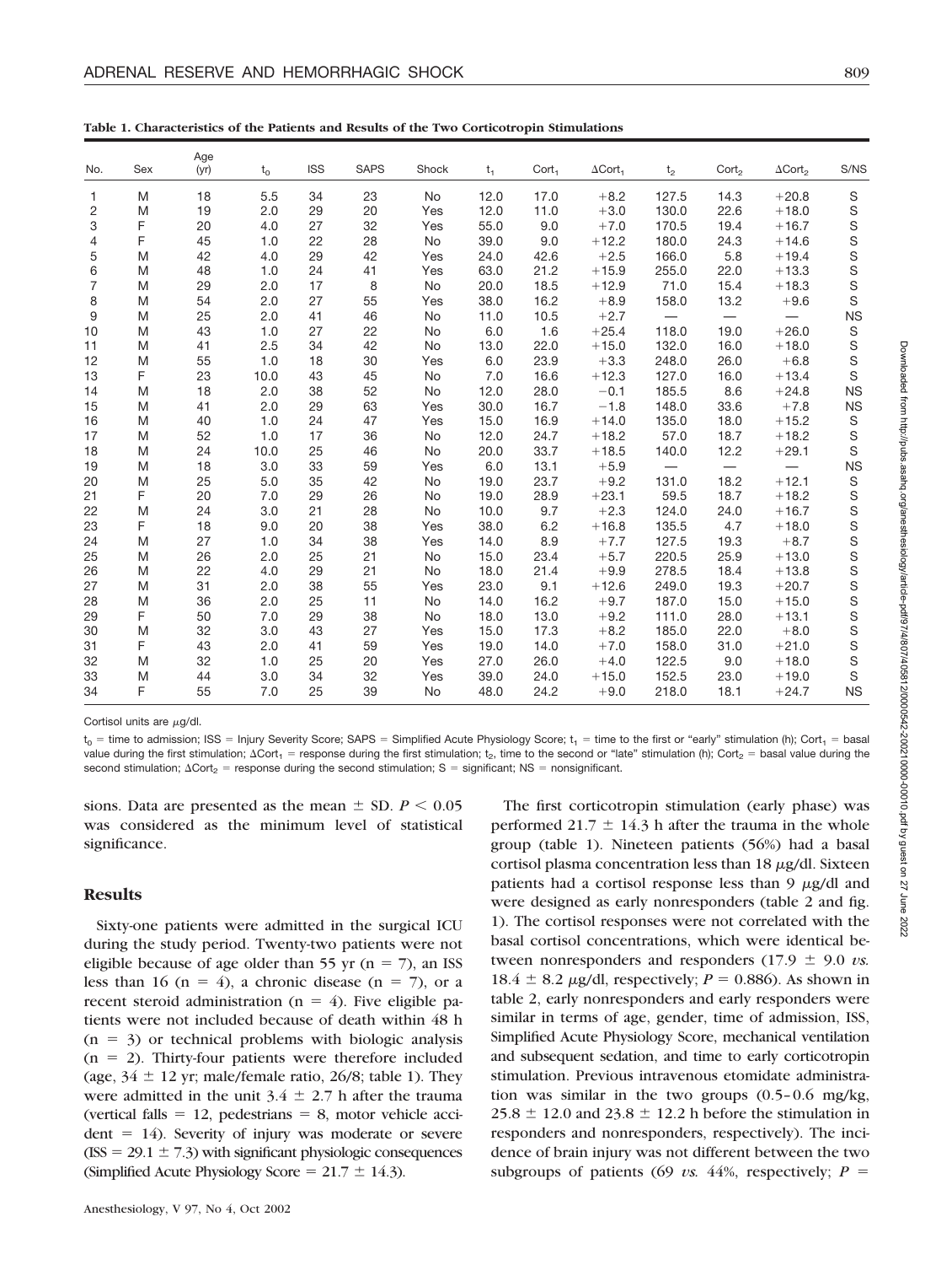**Table 1. Characteristics of the Patients and Results of the Two Corticotropin Stimulations**

| No. | Sex | Age (yr) | $t_o$ | ISS | SAPS | Shock | $t_1$ | $Cort_1$ | $\Delta Cort_1$ | $t_2$ | $Cort_2$ | $\Delta Cort_2$ | S/NS |
|---|---|---|---|---|---|---|---|---|---|---|---|---|---|
| 1 | M | 18 | 5.5 | 34 | 23 | No | 12.0 | 17.0 | +8.2 | 127.5 | 14.3 | +20.8 | S |
| 2 | M | 19 | 2.0 | 29 | 20 | Yes | 12.0 | 11.0 | +3.0 | 130.0 | 22.6 | +18.0 | S |
| 3 | F | 20 | 4.0 | 27 | 32 | Yes | 55.0 | 9.0 | +7.0 | 170.5 | 19.4 | +16.7 | S |
| 4 | F | 45 | 1.0 | 22 | 28 | No | 39.0 | 9.0 | +12.2 | 180.0 | 24.3 | +14.6 | S |
| 5 | M | 42 | 4.0 | 29 | 42 | Yes | 24.0 | 42.6 | +2.5 | 166.0 | 5.8 | +19.4 | S |
| 6 | M | 48 | 1.0 | 24 | 41 | Yes | 63.0 | 21.2 | +15.9 | 255.0 | 22.0 | +13.3 | S |
| 7 | M | 29 | 2.0 | 17 | 8 | No | 20.0 | 18.5 | +12.9 | 71.0 | 15.4 | +18.3 | S |
| 8 | M | 54 | 2.0 | 27 | 55 | Yes | 38.0 | 16.2 | +8.9 | 158.0 | 13.2 | +9.6 | S |
| 9 | M | 25 | 2.0 | 41 | 46 | No | 11.0 | 10.5 | +2.7 | — | — | — | NS |
| 10 | M | 43 | 1.0 | 27 | 22 | No | 6.0 | 1.6 | +25.4 | 118.0 | 19.0 | +26.0 | S |
| 11 | M | 41 | 2.5 | 34 | 42 | No | 13.0 | 22.0 | +15.0 | 132.0 | 16.0 | +18.0 | S |
| 12 | M | 55 | 1.0 | 18 | 30 | Yes | 6.0 | 23.9 | +3.3 | 248.0 | 26.0 | +6.8 | S |
| 13 | F | 23 | 10.0 | 43 | 45 | No | 7.0 | 16.6 | +12.3 | 127.0 | 16.0 | +13.4 | S |
| 14 | M | 18 | 2.0 | 38 | 52 | No | 12.0 | 28.0 | −0.1 | 185.5 | 8.6 | +24.8 | NS |
| 15 | M | 41 | 2.0 | 29 | 63 | Yes | 30.0 | 16.7 | −1.8 | 148.0 | 33.6 | +7.8 | NS |
| 16 | M | 40 | 1.0 | 24 | 47 | Yes | 15.0 | 16.9 | +14.0 | 135.0 | 18.0 | +15.2 | S |
| 17 | M | 52 | 1.0 | 17 | 36 | No | 12.0 | 24.7 | +18.2 | 57.0 | 18.7 | +18.2 | S |
| 18 | M | 24 | 10.0 | 25 | 46 | No | 20.0 | 33.7 | +18.5 | 140.0 | 12.2 | +29.1 | S |
| 19 | M | 18 | 3.0 | 33 | 59 | Yes | 6.0 | 13.1 | +5.9 | — | — | — | NS |
| 20 | M | 25 | 5.0 | 35 | 42 | No | 19.0 | 23.7 | +9.2 | 131.0 | 18.2 | +12.1 | S |
| 21 | F | 20 | 7.0 | 29 | 26 | No | 19.0 | 28.9 | +23.1 | 59.5 | 18.7 | +18.2 | S |
| 22 | M | 24 | 3.0 | 21 | 28 | No | 10.0 | 9.7 | +2.3 | 124.0 | 24.0 | +16.7 | S |
| 23 | F | 18 | 9.0 | 20 | 38 | Yes | 38.0 | 6.2 | +16.8 | 135.5 | 4.7 | +18.0 | S |
| 24 | M | 27 | 1.0 | 34 | 38 | Yes | 14.0 | 8.9 | +7.7 | 127.5 | 19.3 | +8.7 | S |
| 25 | M | 26 | 2.0 | 25 | 21 | No | 15.0 | 23.4 | +5.7 | 220.5 | 25.9 | +13.0 | S |
| 26 | M | 22 | 4.0 | 29 | 21 | No | 18.0 | 21.4 | +9.9 | 278.5 | 18.4 | +13.8 | S |
| 27 | M | 31 | 2.0 | 38 | 55 | Yes | 23.0 | 9.1 | +12.6 | 249.0 | 19.3 | +20.7 | S |
| 28 | M | 36 | 2.0 | 25 | 11 | No | 14.0 | 16.2 | +9.7 | 187.0 | 15.0 | +15.0 | S |
| 29 | F | 50 | 7.0 | 29 | 38 | No | 18.0 | 13.0 | +9.2 | 111.0 | 28.0 | +13.1 | S |
| 30 | M | 32 | 3.0 | 43 | 27 | Yes | 15.0 | 17.3 | +8.2 | 185.0 | 22.0 | +8.0 | S |
| 31 | F | 43 | 2.0 | 41 | 59 | Yes | 19.0 | 14.0 | +7.0 | 158.0 | 31.0 | +21.0 | S |
| 32 | M | 32 | 1.0 | 25 | 20 | Yes | 27.0 | 26.0 | +4.0 | 122.5 | 9.0 | +18.0 | S |
| 33 | M | 44 | 3.0 | 34 | 32 | Yes | 39.0 | 24.0 | +15.0 | 152.5 | 23.0 | +19.0 | S |
| 34 | F | 55 | 7.0 | 25 | 39 | No | 48.0 | 24.2 | +9.0 | 218.0 | 18.1 | +24.7 | NS |

Cortisol units are μg/dl.

$t_o$ = time to admission; ISS = Injury Severity Score; SAPS = Simplified Acute Physiology Score; $t_1$ = time to the first or "early" stimulation (h); $Cort_1$ = basal value during the first stimulation; $\Delta Cort_1$ = response during the first stimulation; $t_2$, time to the second or "late" stimulation (h); $Cort_2$ = basal value during the second stimulation; $\Delta Cort_2$ = response during the second stimulation; S = significant; NS = nonsignificant.

sions. Data are presented as the mean ± SD. $P < 0.05$ was considered as the minimum level of statistical significance.

## Results

Sixty-one patients were admitted in the surgical ICU during the study period. Twenty-two patients were not eligible because of age older than 55 yr (n = 7), an ISS less than 16 (n = 4), a chronic disease (n = 7), or a recent steroid administration (n = 4). Five eligible patients were not included because of death within 48 h (n = 3) or technical problems with biologic analysis (n = 2). Thirty-four patients were therefore included (age, 34 ± 12 yr; male/female ratio, 26/8; table 1). They were admitted in the unit 3.4 ± 2.7 h after the trauma (vertical falls = 12, pedestrians = 8, motor vehicle accident = 14). Severity of injury was moderate or severe (ISS = 29.1 ± 7.3) with significant physiologic consequences (Simplified Acute Physiology Score = 21.7 ± 14.3).

The first corticotropin stimulation (early phase) was performed 21.7 ± 14.3 h after the trauma in the whole group (table 1). Nineteen patients (56%) had a basal cortisol plasma concentration less than 18 μg/dl. Sixteen patients had a cortisol response less than 9 μg/dl and were designed as early nonresponders (table 2 and fig. 1). The cortisol responses were not correlated with the basal cortisol concentrations, which were identical between nonresponders and responders (17.9 ± 9.0 *vs.* 18.4 ± 8.2 μg/dl, respectively; $P = 0.886$). As shown in table 2, early nonresponders and early responders were similar in terms of age, gender, time of admission, ISS, Simplified Acute Physiology Score, mechanical ventilation and subsequent sedation, and time to early corticotropin stimulation. Previous intravenous etomidate administration was similar in the two groups (0.5–0.6 mg/kg, 25.8 ± 12.0 and 23.8 ± 12.2 h before the stimulation in responders and nonresponders, respectively). The incidence of brain injury was not different between the two subgroups of patients (69 *vs.* 44%, respectively; $P =$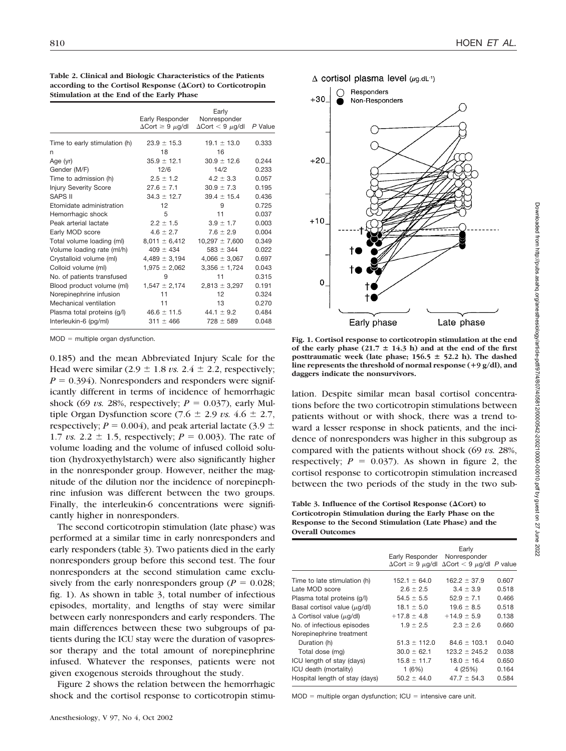**Table 2. Clinical and Biologic Characteristics of the Patients according to the Cortisol Response (ΔCort) to Corticotropin Stimulation at the End of the Early Phase**

| | Early Responder ΔCort ≥ 9 μg/dl | Early Nonresponder ΔCort < 9 μg/dl | P Value |
|---|---|---|---|
| Time to early stimulation (h) | 23.9 ± 15.3 | 19.1 ± 13.0 | 0.333 |
| n | 18 | 16 | |
| Age (yr) | 35.9 ± 12.1 | 30.9 ± 12.6 | 0.244 |
| Gender (M/F) | 12/6 | 14/2 | 0.233 |
| Time to admission (h) | 2.5 ± 1.2 | 4.2 ± 3.3 | 0.057 |
| Injury Severity Score | 27.6 ± 7.1 | 30.9 ± 7.3 | 0.195 |
| SAPS II | 34.3 ± 12.7 | 39.4 ± 15.4 | 0.436 |
| Etomidate administration | 12 | 9 | 0.725 |
| Hemorrhagic shock | 5 | 11 | 0.037 |
| Peak arterial lactate | 2.2 ± 1.5 | 3.9 ± 1.7 | 0.003 |
| Early MOD score | 4.6 ± 2.7 | 7.6 ± 2.9 | 0.004 |
| Total volume loading (ml) | 8,011 ± 6,412 | 10,297 ± 7,600 | 0.349 |
| Volume loading rate (ml/h) | 409 ± 434 | 583 ± 344 | 0.022 |
| Crystalloid volume (ml) | 4,489 ± 3,194 | 4,066 ± 3,067 | 0.697 |
| Colloid volume (ml) | 1,975 ± 2,062 | 3,356 ± 1,724 | 0.043 |
| No. of patients transfused | 9 | 11 | 0.315 |
| Blood product volume (ml) | 1,547 ± 2,174 | 2,813 ± 3,297 | 0.191 |
| Norepinephrine infusion | 11 | 12 | 0.324 |
| Mechanical ventilation | 11 | 13 | 0.270 |
| Plasma total proteins (g/l) | 46.6 ± 11.5 | 44.1 ± 9.2 | 0.484 |
| Interleukin-6 (pg/ml) | 311 ± 466 | 728 ± 589 | 0.048 |

MOD = multiple organ dysfunction.

0.185) and the mean Abbreviated Injury Scale for the Head were similar (2.9 ± 1.8 *vs.* 2.4 ± 2.2, respectively; $P = 0.394$). Nonresponders and responders were significantly different in terms of incidence of hemorrhagic shock (69 *vs.* 28%, respectively; $P = 0.037$), early Multiple Organ Dysfunction score (7.6 ± 2.9 *vs.* 4.6 ± 2.7, respectively; $P = 0.004$), and peak arterial lactate (3.9 ± 1.7 *vs.* 2.2 ± 1.5, respectively; $P = 0.003$). The rate of volume loading and the volume of infused colloid solution (hydroxyethylstarch) were also significantly higher in the nonresponder group. However, neither the magnitude of the dilution nor the incidence of norepinephrine infusion was different between the two groups. Finally, the interleukin-6 concentrations were significantly higher in nonresponders.

The second corticotropin stimulation (late phase) was performed at a similar time in early nonresponders and early responders (table 3). Two patients died in the early nonresponders group before this second test. The four nonresponders at the second stimulation came exclusively from the early nonresponders group ($P = 0.028$; fig. 1). As shown in table 3, total number of infectious episodes, mortality, and lengths of stay were similar between early nonresponders and early responders. The main differences between these two subgroups of patients during the ICU stay were the duration of vasopressor therapy and the total amount of norepinephrine infused. Whatever the responses, patients were not given exogenous steroids throughout the study.

Figure 2 shows the relation between the hemorrhagic shock and the cortisol response to corticotropin stimulation. Despite similar mean basal cortisol concentrations before the two corticotropin stimulations between patients without or with shock, there was a trend toward a lesser response in shock patients, and the incidence of nonresponders was higher in this subgroup as compared with the patients without shock (69 *vs.* 28%, respectively; $P = 0.037$). As shown in figure 2, the cortisol response to corticotropin stimulation increased between the two periods of the study in the two sub-

**Fig. 1. Cortisol response to corticotropin stimulation at the end of the early phase (21.7 ± 14.3 h) and at the end of the first posttraumatic week (late phase; 156.5 ± 52.2 h). The dashed line represents the threshold of normal response (+9 g/dl), and daggers indicate the nonsurvivors.**

**Table 3. Influence of the Cortisol Response (ΔCort) to Corticotropin Stimulation during the Early Phase on the Response to the Second Stimulation (Late Phase) and the Overall Outcomes**

| | Early Responder ΔCort ≥ 9 μg/dl | Early Nonresponder ΔCort < 9 μg/dl | P value |
|---|---|---|---|
| Time to late stimulation (h) | 152.1 ± 64.0 | 162.2 ± 37.9 | 0.607 |
| Late MOD score | 2.6 ± 2.5 | 3.4 ± 3.9 | 0.518 |
| Plasma total proteins (g/l) | 54.5 ± 5.5 | 52.9 ± 7.1 | 0.466 |
| Basal cortisol value (μg/dl) | 18.1 ± 5.0 | 19.6 ± 8.5 | 0.518 |
| Δ Cortisol value (μg/dl) | +17.8 ± 4.8 | +14.9 ± 5.9 | 0.138 |
| No. of infectious episodes | 1.9 ± 2.5 | 2.3 ± 2.6 | 0.660 |
| Norepinephrine treatment | | | |
| Duration (h) | 51.3 ± 112.0 | 84.6 ± 103.1 | 0.040 |
| Total dose (mg) | 30.0 ± 62.1 | 123.2 ± 245.2 | 0.038 |
| ICU length of stay (days) | 15.8 ± 11.7 | 18.0 ± 16.4 | 0.650 |
| ICU death (mortality) | 1 (6%) | 4 (25%) | 0.164 |
| Hospital length of stay (days) | 50.2 ± 44.0 | 47.7 ± 54.3 | 0.584 |

MOD = multiple organ dysfunction; ICU = intensive care unit.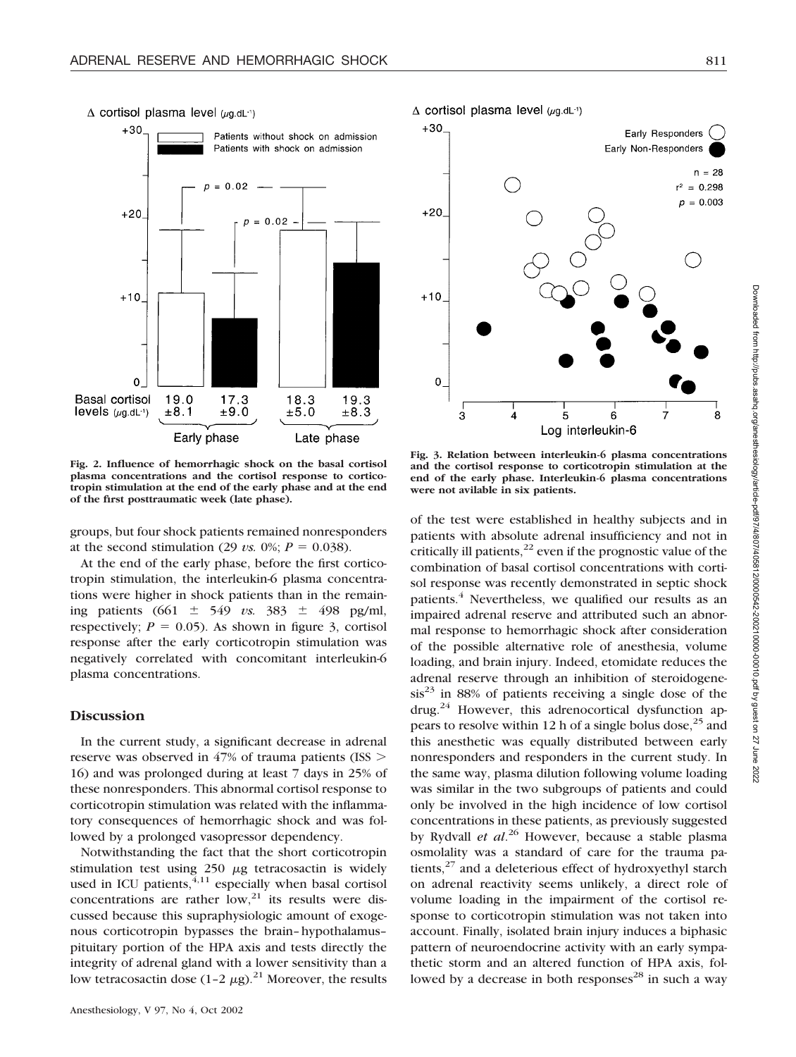Fig. 2. Influence of hemorrhagic shock on the basal cortisol plasma concentrations and the cortisol response to corticotropin stimulation at the end of the early phase and at the end of the first posttraumatic week (late phase).

Fig. 3. Relation between interleukin-6 plasma concentrations and the cortisol response to corticotropin stimulation at the end of the early phase. Interleukin-6 plasma concentrations were not avilable in six patients.

groups, but four shock patients remained nonresponders at the second stimulation (29 *vs.* 0%; $P = 0.038$).

At the end of the early phase, before the first corticotropin stimulation, the interleukin-6 plasma concentrations were higher in shock patients than in the remaining patients ($661 \pm 549$ *vs.* $383 \pm 498$ pg/ml, respectively; $P = 0.05$). As shown in figure 3, cortisol response after the early corticotropin stimulation was negatively correlated with concomitant interleukin-6 plasma concentrations.

## Discussion

In the current study, a significant decrease in adrenal reserve was observed in 47% of trauma patients (ISS > 16) and was prolonged during at least 7 days in 25% of these nonresponders. This abnormal cortisol response to corticotropin stimulation was related with the inflammatory consequences of hemorrhagic shock and was followed by a prolonged vasopressor dependency.

Notwithstanding the fact that the short corticotropin stimulation test using 250 $\mu$g tetracosactin is widely used in ICU patients,[4,11] especially when basal cortisol concentrations are rather low,[21] its results were discussed because this supraphysiologic amount of exogenous corticotropin bypasses the brain–hypothalamus–pituitary portion of the HPA axis and tests directly the integrity of adrenal gland with a lower sensitivity than a low tetracosactin dose (1–2 $\mu$g).[21] Moreover, the results of the test were established in healthy subjects and in patients with absolute adrenal insufficiency and not in critically ill patients,[22] even if the prognostic value of the combination of basal cortisol concentrations with cortisol response was recently demonstrated in septic shock patients.[4] Nevertheless, we qualified our results as an impaired adrenal reserve and attributed such an abnormal response to hemorrhagic shock after consideration of the possible alternative role of anesthesia, volume loading, and brain injury. Indeed, etomidate reduces the adrenal reserve through an inhibition of steroidogenesis[23] in 88% of patients receiving a single dose of the drug.[24] However, this adrenocortical dysfunction appears to resolve within 12 h of a single bolus dose,[25] and this anesthetic was equally distributed between early nonresponders and responders in the current study. In the same way, plasma dilution following volume loading was similar in the two subgroups of patients and could only be involved in the high incidence of low cortisol concentrations in these patients, as previously suggested by Rydvall *et al.*[26] However, because a stable plasma osmolality was a standard of care for the trauma patients,[27] and a deleterious effect of hydroxyethyl starch on adrenal reactivity seems unlikely, a direct role of volume loading in the impairment of the cortisol response to corticotropin stimulation was not taken into account. Finally, isolated brain injury induces a biphasic pattern of neuroendocrine activity with an early sympathetic storm and an altered function of HPA axis, followed by a decrease in both responses[28] in such a way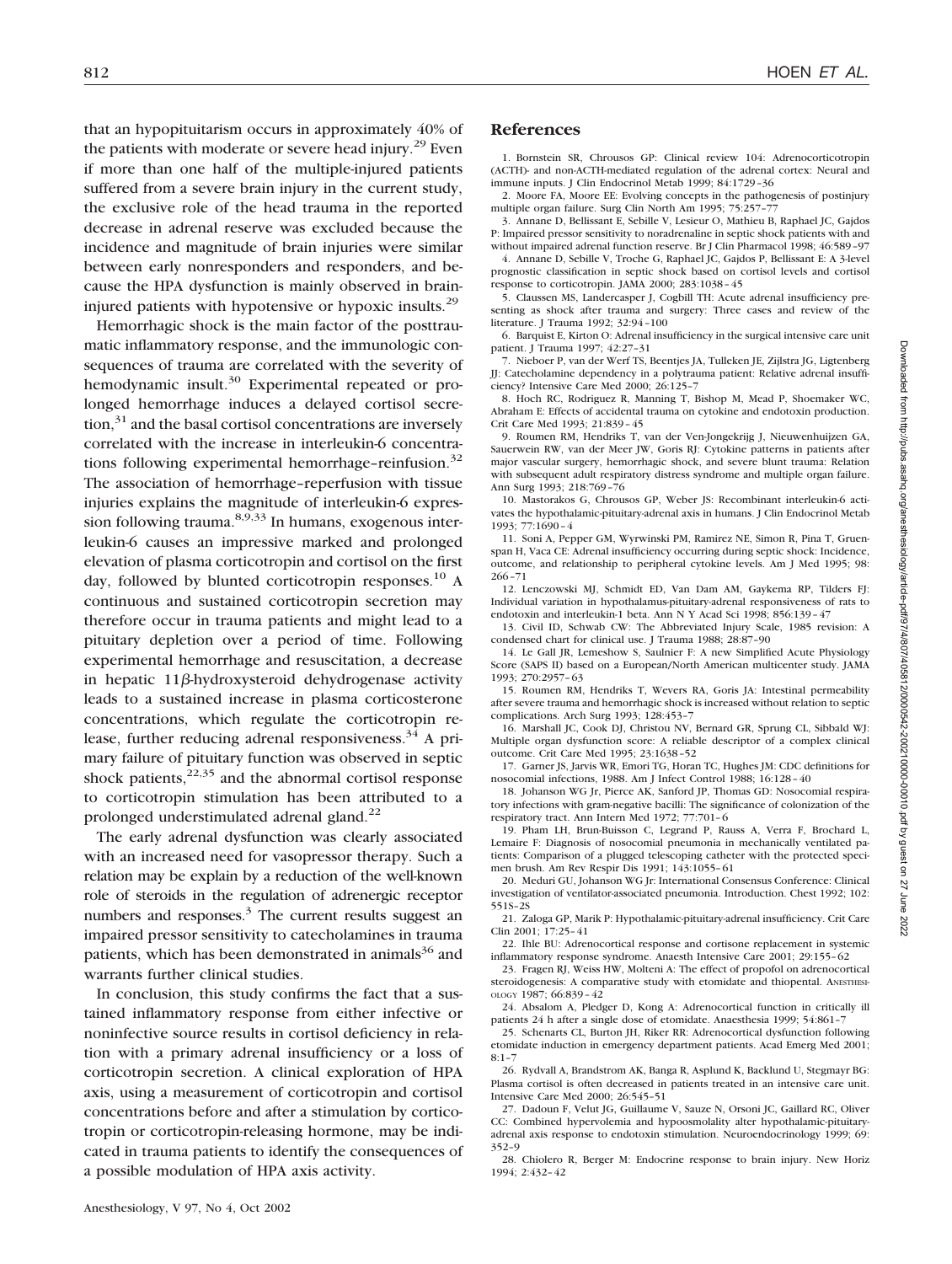that an hypopituitarism occurs in approximately 40% of the patients with moderate or severe head injury.[29] Even if more than one half of the multiple-injured patients suffered from a severe brain injury in the current study, the exclusive role of the head trauma in the reported decrease in adrenal reserve was excluded because the incidence and magnitude of brain injuries were similar between early nonresponders and responders, and because the HPA dysfunction is mainly observed in brain-injured patients with hypotensive or hypoxic insults.[29]

Hemorrhagic shock is the main factor of the posttraumatic inflammatory response, and the immunologic consequences of trauma are correlated with the severity of hemodynamic insult.[30] Experimental repeated or prolonged hemorrhage induces a delayed cortisol secretion,[31] and the basal cortisol concentrations are inversely correlated with the increase in interleukin-6 concentrations following experimental hemorrhage–reinfusion.[32] The association of hemorrhage–reperfusion with tissue injuries explains the magnitude of interleukin-6 expression following trauma.[8,9,33] In humans, exogenous interleukin-6 causes an impressive marked and prolonged elevation of plasma corticotropin and cortisol on the first day, followed by blunted corticotropin responses.[10] A continuous and sustained corticotropin secretion may therefore occur in trauma patients and might lead to a pituitary depletion over a period of time. Following experimental hemorrhage and resuscitation, a decrease in hepatic 11β-hydroxysteroid dehydrogenase activity leads to a sustained increase in plasma corticosterone concentrations, which regulate the corticotropin release, further reducing adrenal responsiveness.[34] A primary failure of pituitary function was observed in septic shock patients,[22,35] and the abnormal cortisol response to corticotropin stimulation has been attributed to a prolonged understimulated adrenal gland.[22]

The early adrenal dysfunction was clearly associated with an increased need for vasopressor therapy. Such a relation may be explain by a reduction of the well-known role of steroids in the regulation of adrenergic receptor numbers and responses.[3] The current results suggest an impaired pressor sensitivity to catecholamines in trauma patients, which has been demonstrated in animals[36] and warrants further clinical studies.

In conclusion, this study confirms the fact that a sustained inflammatory response from either infective or noninfective source results in cortisol deficiency in relation with a primary adrenal insufficiency or a loss of corticotropin secretion. A clinical exploration of HPA axis, using a measurement of corticotropin and cortisol concentrations before and after a stimulation by corticotropin or corticotropin-releasing hormone, may be indicated in trauma patients to identify the consequences of a possible modulation of HPA axis activity.

## References

1. Bornstein SR, Chrousos GP: Clinical review 104: Adrenocorticotropin (ACTH)- and non-ACTH-mediated regulation of the adrenal cortex: Neural and immune inputs. J Clin Endocrinol Metab 1999; 84:1729–36
2. Moore FA, Moore EE: Evolving concepts in the pathogenesis of postinjury multiple organ failure. Surg Clin North Am 1995; 75:257–77
3. Annane D, Bellissant E, Sebille V, Lesieur O, Mathieu B, Raphael JC, Gajdos P: Impaired pressor sensitivity to noradrenaline in septic shock patients with and without impaired adrenal function reserve. Br J Clin Pharmacol 1998; 46:589–97
4. Annane D, Sebille V, Troche G, Raphael JC, Gajdos P, Bellissant E: A 3-level prognostic classification in septic shock based on cortisol levels and cortisol response to corticotropin. JAMA 2000; 283:1038–45
5. Claussen MS, Landercasper J, Cogbill TH: Acute adrenal insufficiency presenting as shock after trauma and surgery: Three cases and review of the literature. J Trauma 1992; 32:94–100
6. Barquist E, Kirton O: Adrenal insufficiency in the surgical intensive care unit patient. J Trauma 1997; 42:27–31
7. Nieboer P, van der Werf TS, Beentjes JA, Tulleken JE, Zijlstra JG, Ligtenberg JJ: Catecholamine dependency in a polytrauma patient: Relative adrenal insufficiency? Intensive Care Med 2000; 26:125–7
8. Hoch RC, Rodriguez R, Manning T, Bishop M, Mead P, Shoemaker WC, Abraham E: Effects of accidental trauma on cytokine and endotoxin production. Crit Care Med 1993; 21:839–45
9. Roumen RM, Hendriks T, van der Ven-Jongekrijg J, Nieuwenhuijzen GA, Sauerwein RW, van der Meer JW, Goris RJ: Cytokine patterns in patients after major vascular surgery, hemorrhagic shock, and severe blunt trauma: Relation with subsequent adult respiratory distress syndrome and multiple organ failure. Ann Surg 1993; 218:769–76
10. Mastorakos G, Chrousos GP, Weber JS: Recombinant interleukin-6 activates the hypothalamic-pituitary-adrenal axis in humans. J Clin Endocrinol Metab 1993; 77:1690–4
11. Soni A, Pepper GM, Wyrwinski PM, Ramirez NE, Simon R, Pina T, Gruenspan H, Vaca CE: Adrenal insufficiency occurring during septic shock: Incidence, outcome, and relationship to peripheral cytokine levels. Am J Med 1995; 98:266–71
12. Lenczowski MJ, Schmidt ED, Van Dam AM, Gaykema RP, Tilders FJ: Individual variation in hypothalamus-pituitary-adrenal responsiveness of rats to endotoxin and interleukin-1 beta. Ann N Y Acad Sci 1998; 856:139–47
13. Civil ID, Schwab CW: The Abbreviated Injury Scale, 1985 revision: A condensed chart for clinical use. J Trauma 1988; 28:87–90
14. Le Gall JR, Lemeshow S, Saulnier F: A new Simplified Acute Physiology Score (SAPS II) based on a European/North American multicenter study. JAMA 1993; 270:2957–63
15. Roumen RM, Hendriks T, Wevers RA, Goris JA: Intestinal permeability after severe trauma and hemorrhagic shock is increased without relation to septic complications. Arch Surg 1993; 128:453–7
16. Marshall JC, Cook DJ, Christou NV, Bernard GR, Sprung CL, Sibbald WJ: Multiple organ dysfunction score: A reliable descriptor of a complex clinical outcome. Crit Care Med 1995; 23:1638–52
17. Garner JS, Jarvis WR, Emori TG, Horan TC, Hughes JM: CDC definitions for nosocomial infections, 1988. Am J Infect Control 1988; 16:128–40
18. Johanson WG Jr, Pierce AK, Sanford JP, Thomas GD: Nosocomial respiratory infections with gram-negative bacilli: The significance of colonization of the respiratory tract. Ann Intern Med 1972; 77:701–6
19. Pham LH, Brun-Buisson C, Legrand P, Rauss A, Verra F, Brochard L, Lemaire F: Diagnosis of nosocomial pneumonia in mechanically ventilated patients: Comparison of a plugged telescoping catheter with the protected specimen brush. Am Rev Respir Dis 1991; 143:1055–61
20. Meduri GU, Johanson WG Jr: International Consensus Conference: Clinical investigation of ventilator-associated pneumonia. Introduction. Chest 1992; 102: 551S–2S
21. Zaloga GP, Marik P: Hypothalamic-pituitary-adrenal insufficiency. Crit Care Clin 2001; 17:25–41
22. Ihle BU: Adrenocortical response and cortisone replacement in systemic inflammatory response syndrome. Anaesth Intensive Care 2001; 29:155–62
23. Fragen RJ, Weiss HW, Molteni A: The effect of propofol on adrenocortical steroidogenesis: A comparative study with etomidate and thiopental. ANESTHESIOLOGY 1987; 66:839–42
24. Absalom A, Pledger D, Kong A: Adrenocortical function in critically ill patients 24 h after a single dose of etomidate. Anaesthesia 1999; 54:861–7
25. Schenarts CL, Burton JH, Riker RR: Adrenocortical dysfunction following etomidate induction in emergency department patients. Acad Emerg Med 2001; 8:1–7
26. Rydvall A, Brandstrom AK, Banga R, Asplund K, Backlund U, Stegmayr BG: Plasma cortisol is often decreased in patients treated in an intensive care unit. Intensive Care Med 2000; 26:545–51
27. Dadoun F, Velut JG, Guillaume V, Sauze N, Orsoni JC, Gaillard RC, Oliver CC: Combined hypervolemia and hypoosmolality alter hypothalamic-pituitary-adrenal axis response to endotoxin stimulation. Neuroendocrinology 1999; 69: 352–9
28. Chiolero R, Berger M: Endocrine response to brain injury. New Horiz 1994; 2:432–42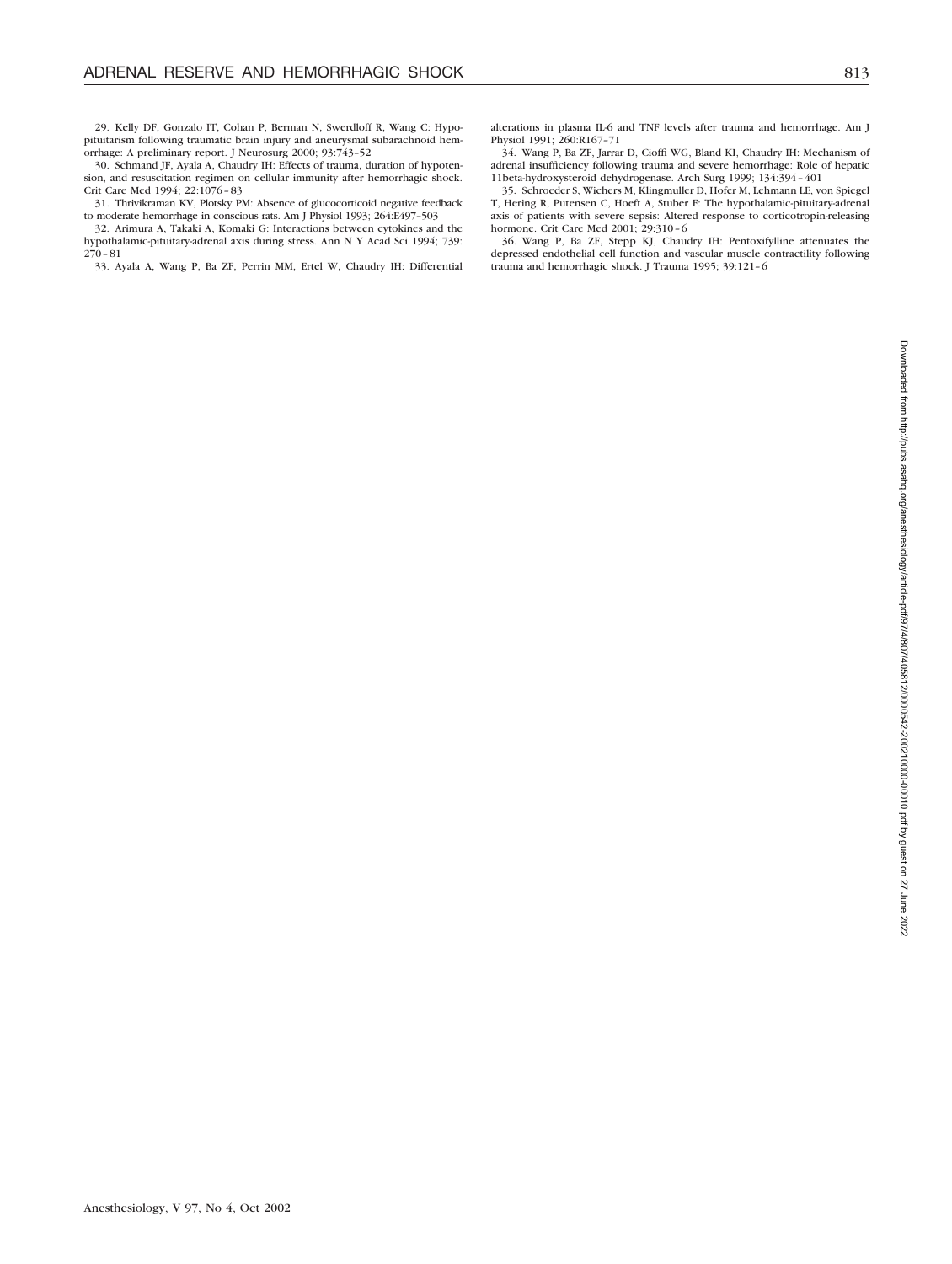29. Kelly DF, Gonzalo IT, Cohan P, Berman N, Swerdloff R, Wang C: Hypopituitarism following traumatic brain injury and aneurysmal subarachnoid hemorrhage: A preliminary report. J Neurosurg 2000; 93:743–52

30. Schmand JF, Ayala A, Chaudry IH: Effects of trauma, duration of hypotension, and resuscitation regimen on cellular immunity after hemorrhagic shock. Crit Care Med 1994; 22:1076–83

31. Thrivikraman KV, Plotsky PM: Absence of glucocorticoid negative feedback to moderate hemorrhage in conscious rats. Am J Physiol 1993; 264:E497–503

32. Arimura A, Takaki A, Komaki G: Interactions between cytokines and the hypothalamic-pituitary-adrenal axis during stress. Ann N Y Acad Sci 1994; 739: 270–81

33. Ayala A, Wang P, Ba ZF, Perrin MM, Ertel W, Chaudry IH: Differential alterations in plasma IL-6 and TNF levels after trauma and hemorrhage. Am J Physiol 1991; 260:R167–71

34. Wang P, Ba ZF, Jarrar D, Cioffi WG, Bland KI, Chaudry IH: Mechanism of adrenal insufficiency following trauma and severe hemorrhage: Role of hepatic 11beta-hydroxysteroid dehydrogenase. Arch Surg 1999; 134:394–401

35. Schroeder S, Wichers M, Klingmuller D, Hofer M, Lehmann LE, von Spiegel T, Hering R, Putensen C, Hoeft A, Stuber F: The hypothalamic-pituitary-adrenal axis of patients with severe sepsis: Altered response to corticotropin-releasing hormone. Crit Care Med 2001; 29:310–6

36. Wang P, Ba ZF, Stepp KJ, Chaudry IH: Pentoxifylline attenuates the depressed endothelial cell function and vascular muscle contractility following trauma and hemorrhagic shock. J Trauma 1995; 39:121–6